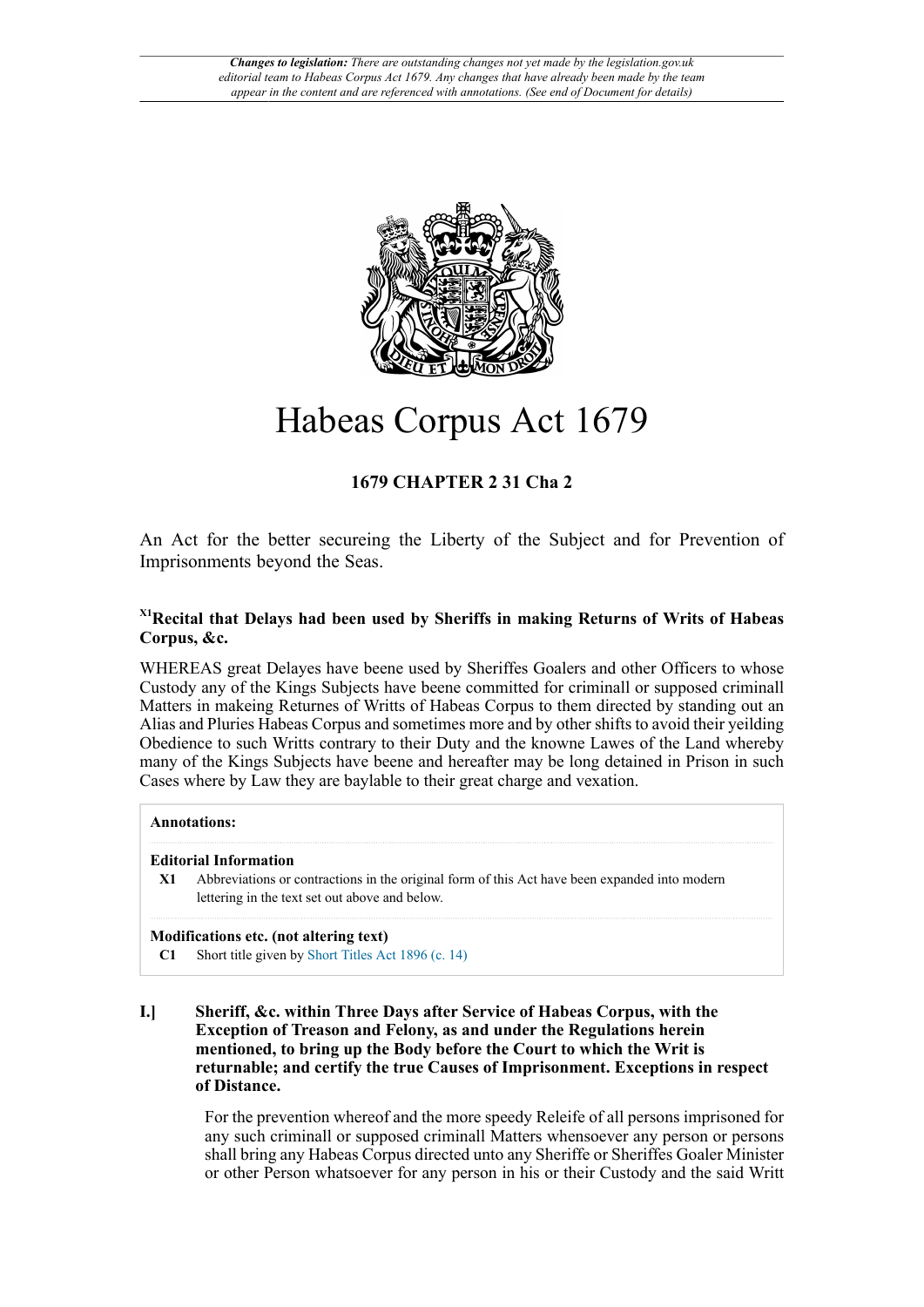*Changes to legislation: There are outstanding changes not yet made by the legislation.gov.uk editorial team to Habeas Corpus Act 1679. Any changes that have already been made by the team appear in the content and are referenced with annotations. (See end of Document for details)*

# Habeas Corpus Act 1679

**1679 CHAPTER 2 31 Cha 2**

An Act for the better secureing the Liberty of the Subject and for Prevention of Imprisonments beyond the Seas.

### [X1]Recital that Delays had been used by Sheriffs in making Returns of Writs of Habeas Corpus, &c.

WHEREAS great Delayes have beene used by Sheriffes Goalers and other Officers to whose Custody any of the Kings Subjects have beene committed for criminall or supposed criminall Matters in makeing Returnes of Writts of Habeas Corpus to them directed by standing out an Alias and Pluries Habeas Corpus and sometimes more and by other shifts to avoid their yeilding Obedience to such Writts contrary to their Duty and the knowne Lawes of the Land whereby many of the Kings Subjects have beene and hereafter may be long detained in Prison in such Cases where by Law they are baylable to their great charge and vexation.

**Annotations:**

**Editorial Information**

**X1** Abbreviations or contractions in the original form of this Act have been expanded into modern lettering in the text set out above and below.

**Modifications etc. (not altering text)**

**C1** Short title given by Short Titles Act 1896 (c. 14)

### I.] Sheriff, &c. within Three Days after Service of Habeas Corpus, with the Exception of Treason and Felony, as and under the Regulations herein mentioned, to bring up the Body before the Court to which the Writ is returnable; and certify the true Causes of Imprisonment. Exceptions in respect of Distance.

For the prevention whereof and the more speedy Releife of all persons imprisoned for any such criminall or supposed criminall Matters whensoever any person or persons shall bring any Habeas Corpus directed unto any Sheriffe or Sheriffes Goaler Minister or other Person whatsoever for any person in his or their Custody and the said Writt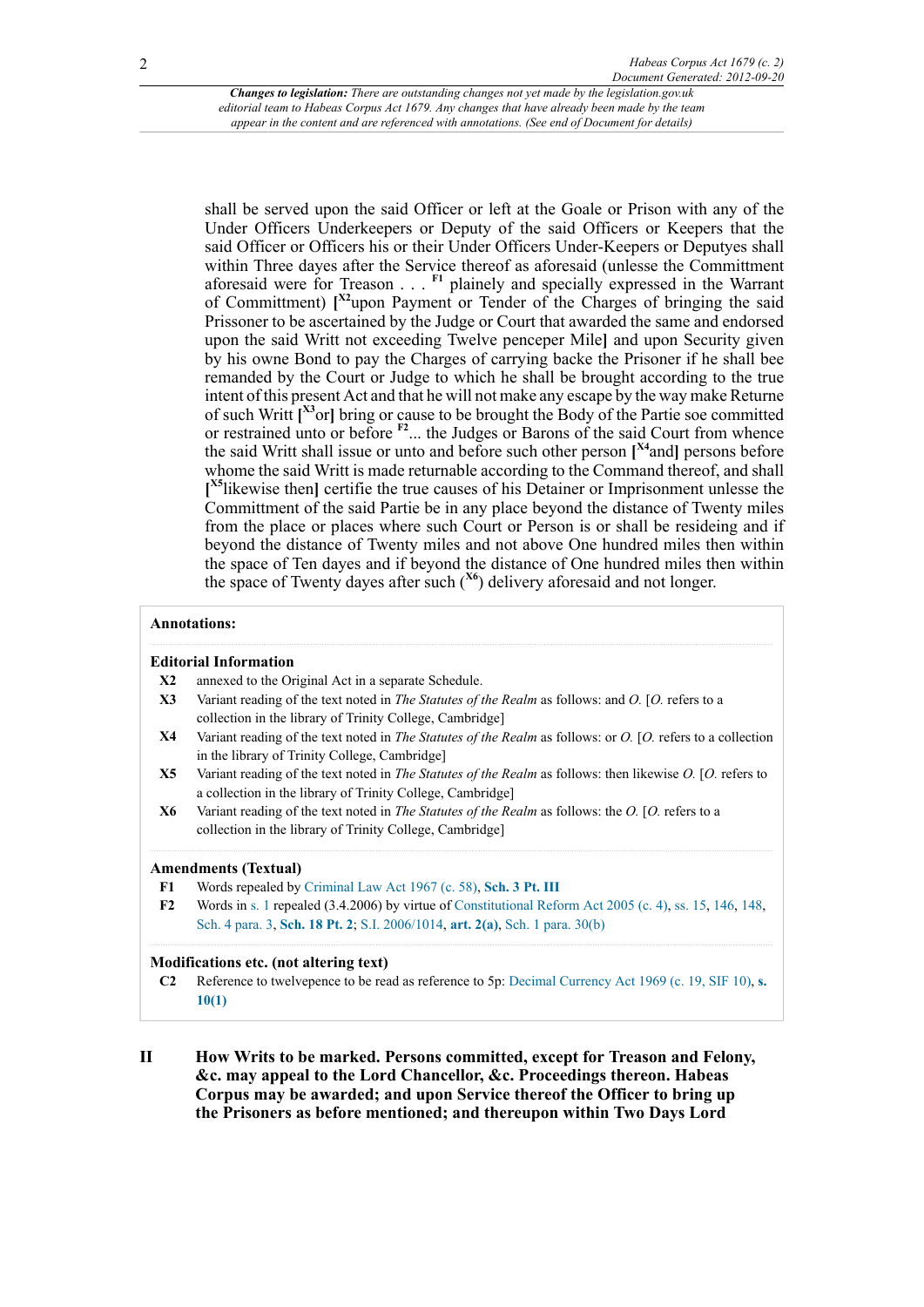shall be served upon the said Officer or left at the Goale or Prison with any of the Under Officers Underkeepers or Deputy of the said Officers or Keepers that the said Officer or Officers his or their Under Officers Under-Keepers or Deputyes shall within Three dayes after the Service thereof as aforesaid (unlesse the Committment aforesaid were for Treason . . . [F1] plainely and specially expressed in the Warrant of Committment) [[X2]upon Payment or Tender of the Charges of bringing the said Prissoner to be ascertained by the Judge or Court that awarded the same and endorsed upon the said Writt not exceeding Twelve penceper Mile] and upon Security given by his owne Bond to pay the Charges of carrying backe the Prisoner if he shall bee remanded by the Court or Judge to which he shall be brought according to the true intent of this present Act and that he will not make any escape by the way make Returne of such Writt [[X3]or] bring or cause to be brought the Body of the Partie soe committed or restrained unto or before [F2]... the Judges or Barons of the said Court from whence the said Writt shall issue or unto and before such other person [[X4]and] persons before whome the said Writt is made returnable according to the Command thereof, and shall [[X5]likewise then] certifie the true causes of his Detainer or Imprisonment unlesse the Committment of the said Partie be in any place beyond the distance of Twenty miles from the place or places where such Court or Person is or shall be resideing and if beyond the distance of Twenty miles and not above One hundred miles then within the space of Ten dayes and if beyond the distance of One hundred miles then within the space of Twenty dayes after such ([X6]) delivery aforesaid and not longer.

**Annotations:**

**Editorial Information**

- **X2** annexed to the Original Act in a separate Schedule.
- **X3** Variant reading of the text noted in *The Statutes of the Realm* as follows: and *O.* [*O.* refers to a collection in the library of Trinity College, Cambridge]
- **X4** Variant reading of the text noted in *The Statutes of the Realm* as follows: or *O.* [*O.* refers to a collection in the library of Trinity College, Cambridge]
- **X5** Variant reading of the text noted in *The Statutes of the Realm* as follows: then likewise *O.* [*O.* refers to a collection in the library of Trinity College, Cambridge]
- **X6** Variant reading of the text noted in *The Statutes of the Realm* as follows: the *O.* [*O.* refers to a collection in the library of Trinity College, Cambridge]

**Amendments (Textual)**

- **F1** Words repealed by Criminal Law Act 1967 (c. 58), **Sch. 3 Pt. III**
- **F2** Words in s. 1 repealed (3.4.2006) by virtue of Constitutional Reform Act 2005 (c. 4), ss. 15, 146, 148, Sch. 4 para. 3, **Sch. 18 Pt. 2**; S.I. 2006/1014, **art. 2(a)**, Sch. 1 para. 30(b)

**Modifications etc. (not altering text)**

- **C2** Reference to twelvepence to be read as reference to 5p: Decimal Currency Act 1969 (c. 19, SIF 10), **s. 10(1)**

## II How Writs to be marked. Persons committed, except for Treason and Felony, &c. may appeal to the Lord Chancellor, &c. Proceedings thereon. Habeas Corpus may be awarded; and upon Service thereof the Officer to bring up the Prisoners as before mentioned; and thereupon within Two Days Lord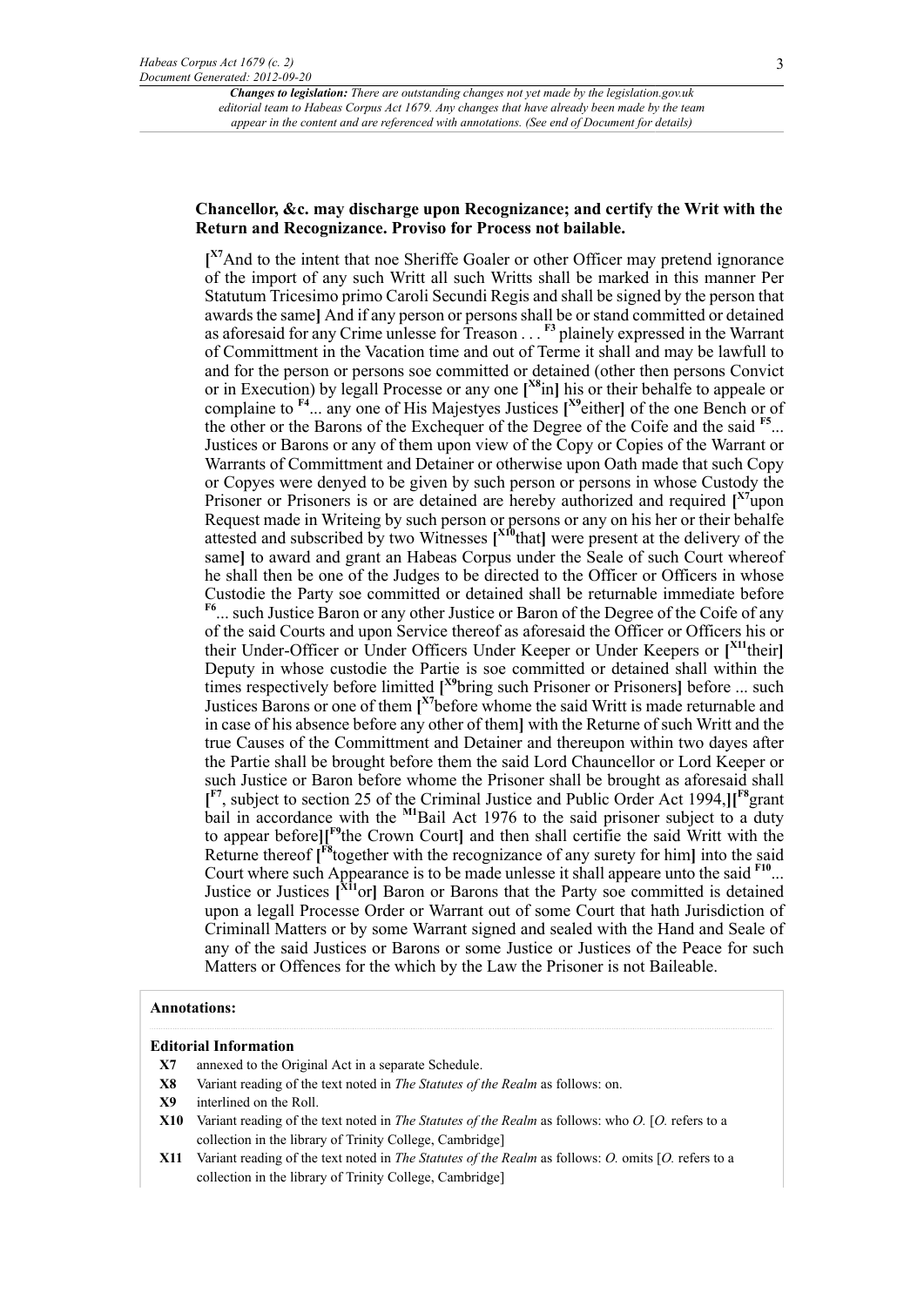**Chancellor, &c. may discharge upon Recognizance; and certify the Writ with the Return and Recognizance. Proviso for Process not bailable.**

**[**[X7]And to the intent that noe Sheriffe Goaler or other Officer may pretend ignorance of the import of any such Writt all such Writts shall be marked in this manner Per Statutum Tricesimo primo Caroli Secundi Regis and shall be signed by the person that awards the same**]** And if any person or persons shall be or stand committed or detained as aforesaid for any Crime unlesse for Treason . . . [F3] plainely expressed in the Warrant of Committment in the Vacation time and out of Terme it shall and may be lawfull to and for the person or persons soe committed or detained (other then persons Convict or in Execution) by legall Processe or any one **[**[X8]in**]** his or their behalfe to appeale or complaine to [F4]... any one of His Majestyes Justices **[**[X9]either**]** of the one Bench or of the other or the Barons of the Exchequer of the Degree of the Coife and the said [F5]... Justices or Barons or any of them upon view of the Copy or Copies of the Warrant or Warrants of Committment and Detainer or otherwise upon Oath made that such Copy or Copyes were denyed to be given by such person or persons in whose Custody the Prisoner or Prisoners is or are detained are hereby authorized and required **[**[X7]upon Request made in Writeing by such person or persons or any on his her or their behalfe attested and subscribed by two Witnesses **[**[X10]that**]** were present at the delivery of the same**]** to award and grant an Habeas Corpus under the Seale of such Court whereof he shall then be one of the Judges to be directed to the Officer or Officers in whose Custodie the Party soe committed or detained shall be returnable immediate before [F6]... such Justice Baron or any other Justice or Baron of the Degree of the Coife of any of the said Courts and upon Service thereof as aforesaid the Officer or Officers his or their Under-Officer or Under Officers Under Keeper or Under Keepers or **[**[X11]their**]** Deputy in whose custodie the Partie is soe committed or detained shall within the times respectively before limitted **[**[X9]bring such Prisoner or Prisoners**]** before ... such Justices Barons or one of them **[**[X7]before whome the said Writt is made returnable and in case of his absence before any other of them**]** with the Returne of such Writt and the true Causes of the Committment and Detainer and thereupon within two dayes after the Partie shall be brought before them the said Lord Chauncellor or Lord Keeper or such Justice or Baron before whome the Prisoner shall be brought as aforesaid shall **[**[F7], subject to section 25 of the Criminal Justice and Public Order Act 1994,**][**[F8]grant bail in accordance with the [M1]Bail Act 1976 to the said prisoner subject to a duty to appear before**][**[F9]the Crown Court**]** and then shall certifie the said Writt with the Returne thereof **[**[F8]together with the recognizance of any surety for him**]** into the said Court where such Appearance is to be made unlesse it shall appeare unto the said [F10]... Justice or Justices **[**[X11]or**]** Baron or Barons that the Party soe committed is detained upon a legall Processe Order or Warrant out of some Court that hath Jurisdiction of Criminall Matters or by some Warrant signed and sealed with the Hand and Seale of any of the said Justices or Barons or some Justice or Justices of the Peace for such Matters or Offences for the which by the Law the Prisoner is not Baileable.

**Annotations:**

**Editorial Information**

- **X7** annexed to the Original Act in a separate Schedule.
- **X8** Variant reading of the text noted in *The Statutes of the Realm* as follows: on.
- **X9** interlined on the Roll.
- **X10** Variant reading of the text noted in *The Statutes of the Realm* as follows: who *O.* [*O.* refers to a collection in the library of Trinity College, Cambridge]
- **X11** Variant reading of the text noted in *The Statutes of the Realm* as follows: *O.* omits [*O.* refers to a collection in the library of Trinity College, Cambridge]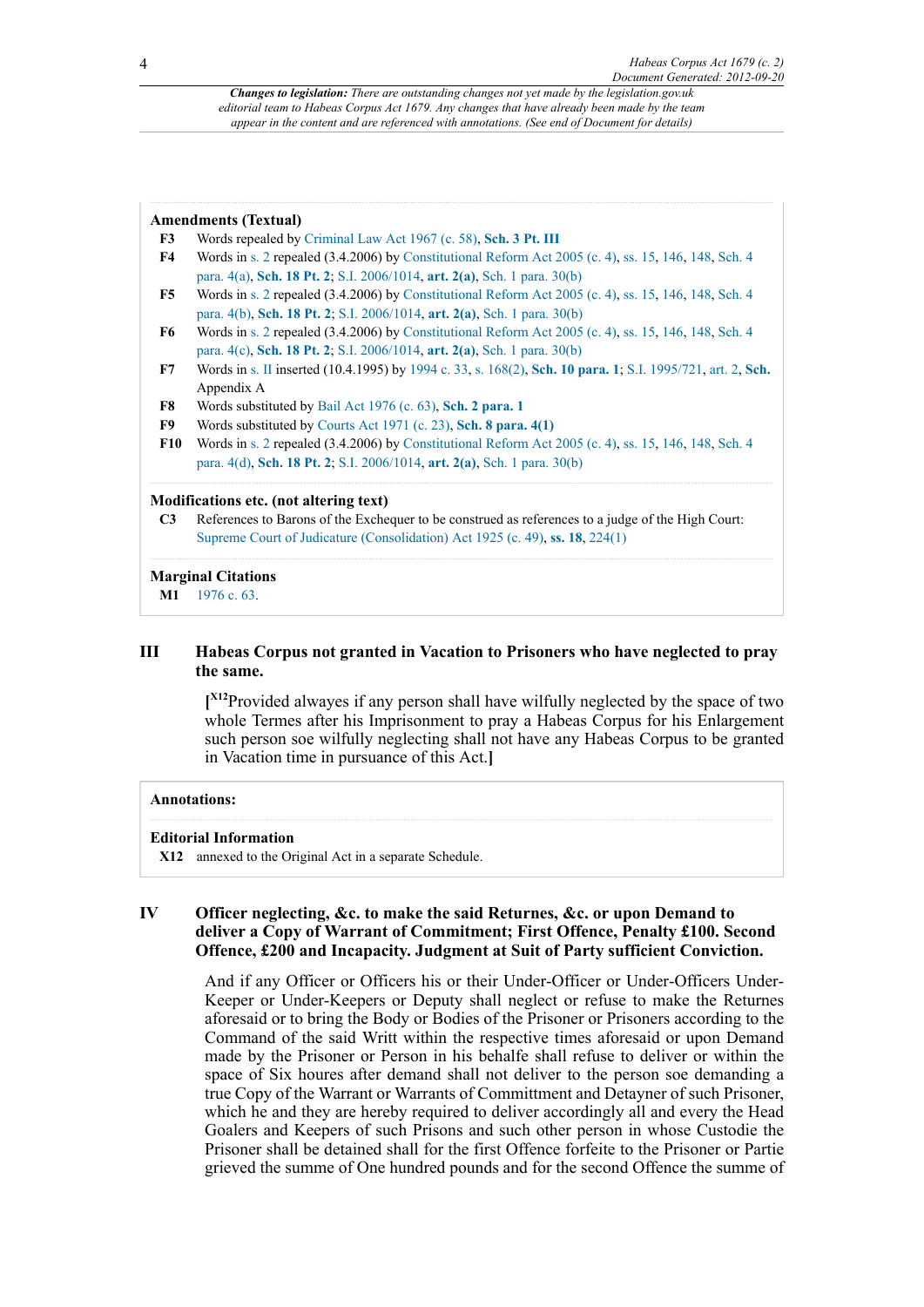*Changes to legislation: There are outstanding changes not yet made by the legislation.gov.uk editorial team to Habeas Corpus Act 1679. Any changes that have already been made by the team appear in the content and are referenced with annotations. (See end of Document for details)*

**Amendments (Textual)**

**F3** Words repealed by Criminal Law Act 1967 (c. 58), **Sch. 3 Pt. III**

**F4** Words in s. 2 repealed (3.4.2006) by Constitutional Reform Act 2005 (c. 4), ss. 15, 146, 148, Sch. 4 para. 4(a), **Sch. 18 Pt. 2**; S.I. 2006/1014, **art. 2(a)**, Sch. 1 para. 30(b)

**F5** Words in s. 2 repealed (3.4.2006) by Constitutional Reform Act 2005 (c. 4), ss. 15, 146, 148, Sch. 4 para. 4(b), **Sch. 18 Pt. 2**; S.I. 2006/1014, **art. 2(a)**, Sch. 1 para. 30(b)

**F6** Words in s. 2 repealed (3.4.2006) by Constitutional Reform Act 2005 (c. 4), ss. 15, 146, 148, Sch. 4 para. 4(c), **Sch. 18 Pt. 2**; S.I. 2006/1014, **art. 2(a)**, Sch. 1 para. 30(b)

**F7** Words in s. II inserted (10.4.1995) by 1994 c. 33, s. 168(2), **Sch. 10 para. 1**; S.I. 1995/721, art. 2, **Sch.** Appendix A

**F8** Words substituted by Bail Act 1976 (c. 63), **Sch. 2 para. 1**

**F9** Words substituted by Courts Act 1971 (c. 23), **Sch. 8 para. 4(1)**

**F10** Words in s. 2 repealed (3.4.2006) by Constitutional Reform Act 2005 (c. 4), ss. 15, 146, 148, Sch. 4 para. 4(d), **Sch. 18 Pt. 2**; S.I. 2006/1014, **art. 2(a)**, Sch. 1 para. 30(b)

**Modifications etc. (not altering text)**

**C3** References to Barons of the Exchequer to be construed as references to a judge of the High Court: Supreme Court of Judicature (Consolidation) Act 1925 (c. 49), **ss. 18**, 224(1)

**Marginal Citations**

**M1** 1976 c. 63.

## III Habeas Corpus not granted in Vacation to Prisoners who have neglected to pray the same.

[[X12]Provided alwayes if any person shall have wilfully neglected by the space of two whole Termes after his Imprisonment to pray a Habeas Corpus for his Enlargement such person soe wilfully neglecting shall not have any Habeas Corpus to be granted in Vacation time in pursuance of this Act.]

**Annotations:**

**Editorial Information**

**X12** annexed to the Original Act in a separate Schedule.

## IV Officer neglecting, &c. to make the said Returnes, &c. or upon Demand to deliver a Copy of Warrant of Commitment; First Offence, Penalty £100. Second Offence, £200 and Incapacity. Judgment at Suit of Party sufficient Conviction.

And if any Officer or Officers his or their Under-Officer or Under-Officers Under-Keeper or Under-Keepers or Deputy shall neglect or refuse to make the Returnes aforesaid or to bring the Body or Bodies of the Prisoner or Prisoners according to the Command of the said Writt within the respective times aforesaid or upon Demand made by the Prisoner or Person in his behalfe shall refuse to deliver or within the space of Six houres after demand shall not deliver to the person soe demanding a true Copy of the Warrant or Warrants of Committment and Detayner of such Prisoner, which he and they are hereby required to deliver accordingly all and every the Head Goalers and Keepers of such Prisons and such other person in whose Custodie the Prisoner shall be detained shall for the first Offence forfeite to the Prisoner or Partie grieved the summe of One hundred pounds and for the second Offence the summe of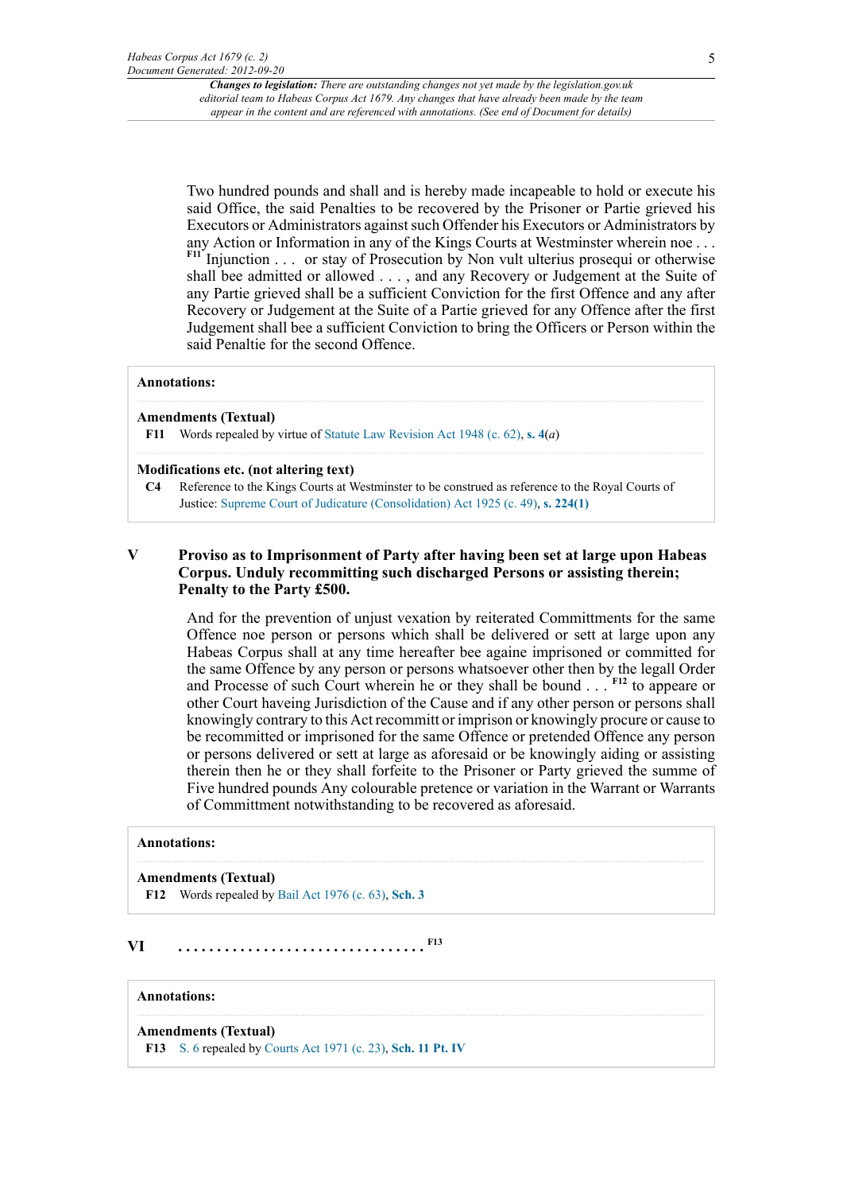Two hundred pounds and shall and is hereby made incapeable to hold or execute his said Office, the said Penalties to be recovered by the Prisoner or Partie grieved his Executors or Administrators against such Offender his Executors or Administrators by any Action or Information in any of the Kings Courts at Westminster wherein noe . . . [F11] Injunction . . . or stay of Prosecution by Non vult ulterius prosequi or otherwise shall bee admitted or allowed . . . , and any Recovery or Judgement at the Suite of any Partie grieved shall be a sufficient Conviction for the first Offence and any after Recovery or Judgement at the Suite of a Partie grieved for any Offence after the first Judgement shall bee a sufficient Conviction to bring the Officers or Person within the said Penaltie for the second Offence.

**Annotations:**

**Amendments (Textual)**

**F11** Words repealed by virtue of Statute Law Revision Act 1948 (c. 62), **s. 4**(*a*)

**Modifications etc. (not altering text)**

**C4** Reference to the Kings Courts at Westminster to be construed as reference to the Royal Courts of Justice: Supreme Court of Judicature (Consolidation) Act 1925 (c. 49), **s. 224(1)**

## V Proviso as to Imprisonment of Party after having been set at large upon Habeas Corpus. Unduly recommitting such discharged Persons or assisting therein; Penalty to the Party £500.

And for the prevention of unjust vexation by reiterated Committments for the same Offence noe person or persons which shall be delivered or sett at large upon any Habeas Corpus shall at any time hereafter bee againe imprisoned or committed for the same Offence by any person or persons whatsoever other then by the legall Order and Processe of such Court wherein he or they shall be bound . . . [F12] to appeare or other Court haveing Jurisdiction of the Cause and if any other person or persons shall knowingly contrary to this Act recommitt or imprison or knowingly procure or cause to be recommitted or imprisoned for the same Offence or pretended Offence any person or persons delivered or sett at large as aforesaid or be knowingly aiding or assisting therein then he or they shall forfeite to the Prisoner or Party grieved the summe of Five hundred pounds Any colourable pretence or variation in the Warrant or Warrants of Committment notwithstanding to be recovered as aforesaid.

**Annotations:**

**Amendments (Textual)**

**F12** Words repealed by Bail Act 1976 (c. 63), **Sch. 3**

## VI . . . . . . . . . . . . . . . . . . . . . . . . . . . . . . . [F13]

**Annotations:**

**Amendments (Textual)**

**F13** S. 6 repealed by Courts Act 1971 (c. 23), **Sch. 11 Pt. IV**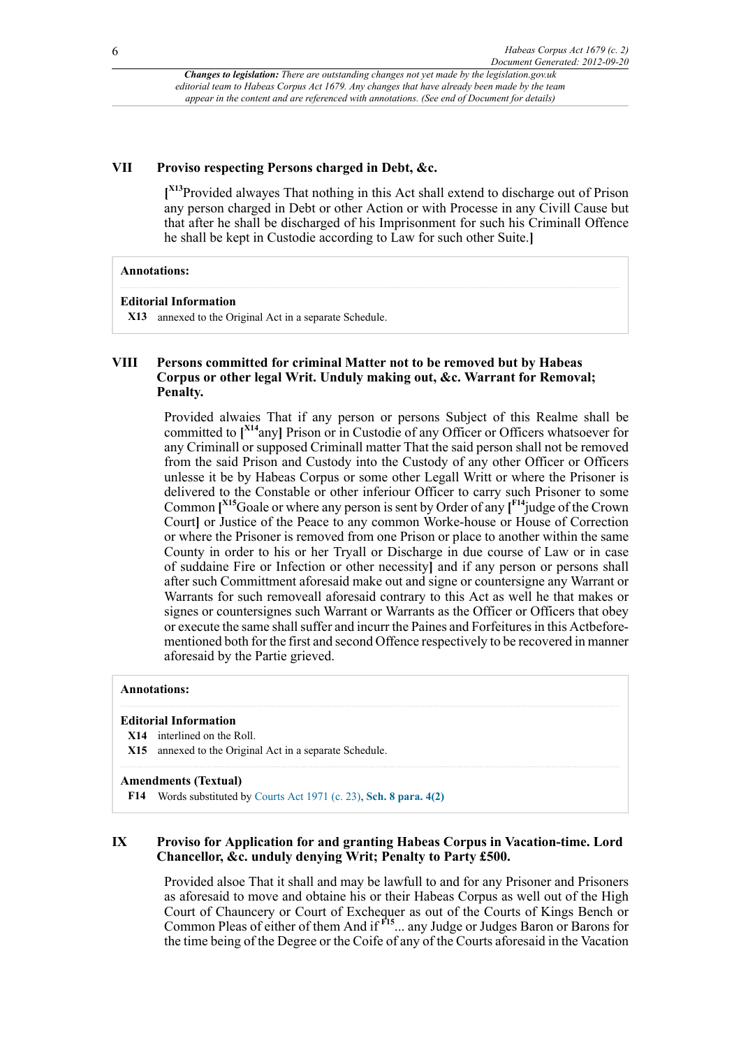*Changes to legislation: There are outstanding changes not yet made by the legislation.gov.uk editorial team to Habeas Corpus Act 1679. Any changes that have already been made by the team appear in the content and are referenced with annotations. (See end of Document for details)*

## VII Proviso respecting Persons charged in Debt, &c.

[[X13]Provided alwayes That nothing in this Act shall extend to discharge out of Prison any person charged in Debt or other Action or with Processe in any Civill Cause but that after he shall be discharged of his Imprisonment for such his Criminall Offence he shall be kept in Custodie according to Law for such other Suite.]

**Annotations:**

**Editorial Information**

**X13** annexed to the Original Act in a separate Schedule.

## VIII Persons committed for criminal Matter not to be removed but by Habeas Corpus or other legal Writ. Unduly making out, &c. Warrant for Removal; Penalty.

Provided alwaies That if any person or persons Subject of this Realme shall be committed to [[X14]any] Prison or in Custodie of any Officer or Officers whatsoever for any Criminall or supposed Criminall matter That the said person shall not be removed from the said Prison and Custody into the Custody of any other Officer or Officers unlesse it be by Habeas Corpus or some other Legall Writt or where the Prisoner is delivered to the Constable or other inferiour Officer to carry such Prisoner to some Common [[X15]Goale or where any person is sent by Order of any [[F14]judge of the Crown Court] or Justice of the Peace to any common Worke-house or House of Correction or where the Prisoner is removed from one Prison or place to another within the same County in order to his or her Tryall or Discharge in due course of Law or in case of suddaine Fire or Infection or other necessity] and if any person or persons shall after such Committment aforesaid make out and signe or countersigne any Warrant or Warrants for such removeall aforesaid contrary to this Act as well he that makes or signes or countersignes such Warrant or Warrants as the Officer or Officers that obey or execute the same shall suffer and incurr the Paines and Forfeitures in this Actbefore-mentioned both for the first and second Offence respectively to be recovered in manner aforesaid by the Partie grieved.

**Annotations:**

**Editorial Information**

**X14** interlined on the Roll.

**X15** annexed to the Original Act in a separate Schedule.

**Amendments (Textual)**

**F14** Words substituted by Courts Act 1971 (c. 23), **Sch. 8 para. 4(2)**

## IX Proviso for Application for and granting Habeas Corpus in Vacation-time. Lord Chancellor, &c. unduly denying Writ; Penalty to Party £500.

Provided alsoe That it shall and may be lawfull to and for any Prisoner and Prisoners as aforesaid to move and obtaine his or their Habeas Corpus as well out of the High Court of Chauncery or Court of Exchequer as out of the Courts of Kings Bench or Common Pleas of either of them And if [F15]... any Judge or Judges Baron or Barons for the time being of the Degree or the Coife of any of the Courts aforesaid in the Vacation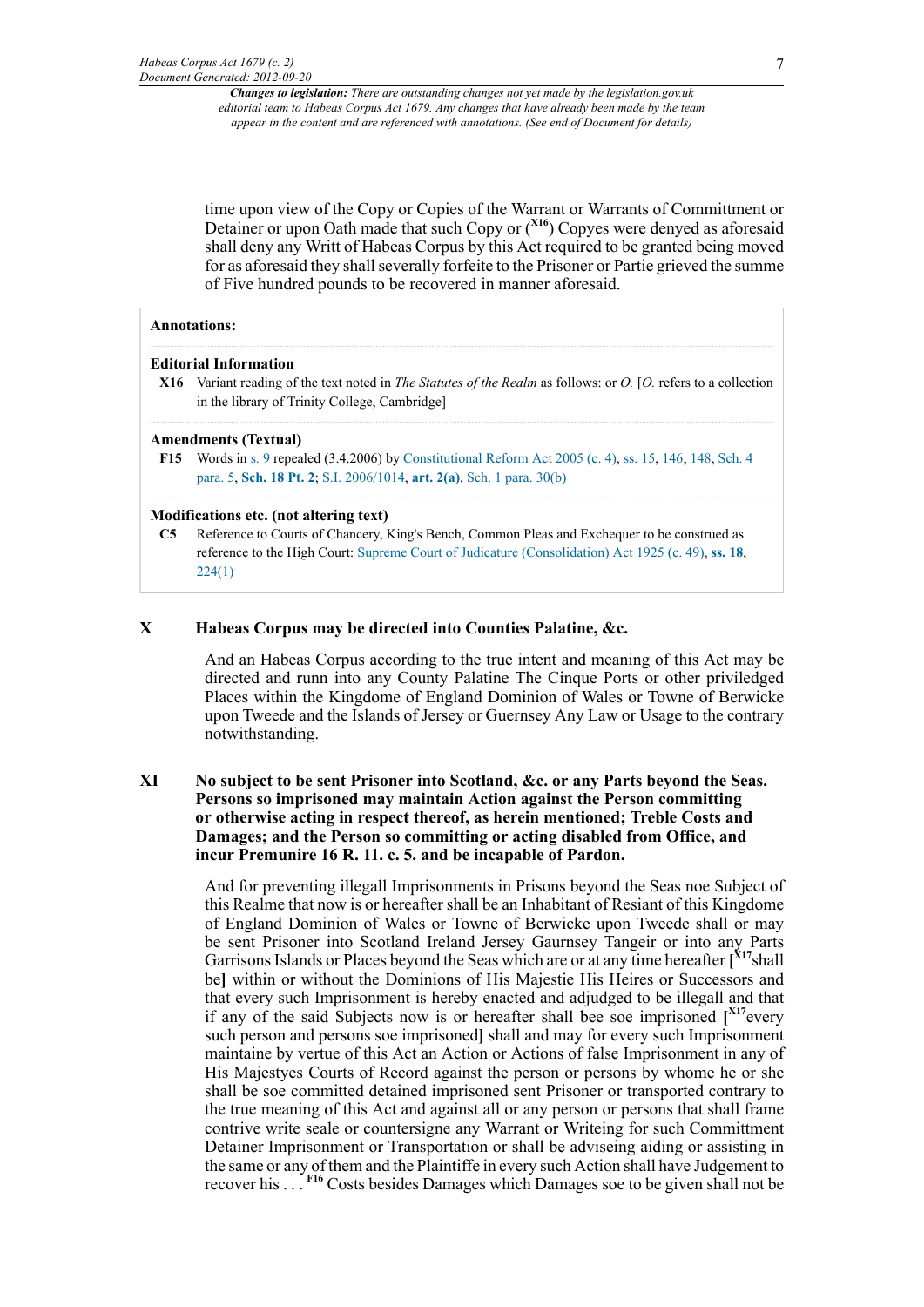time upon view of the Copy or Copies of the Warrant or Warrants of Committment or Detainer or upon Oath made that such Copy or ([X16]) Copyes were denyed as aforesaid shall deny any Writt of Habeas Corpus by this Act required to be granted being moved for as aforesaid they shall severally forfeite to the Prisoner or Partie grieved the summe of Five hundred pounds to be recovered in manner aforesaid.

**Annotations:**

**Editorial Information**

**X16** Variant reading of the text noted in *The Statutes of the Realm* as follows: or *O.* [*O.* refers to a collection in the library of Trinity College, Cambridge]

**Amendments (Textual)**

**F15** Words in s. 9 repealed (3.4.2006) by Constitutional Reform Act 2005 (c. 4), ss. 15, 146, 148, Sch. 4 para. 5, **Sch. 18 Pt. 2**; S.I. 2006/1014, **art. 2(a)**, Sch. 1 para. 30(b)

**Modifications etc. (not altering text)**

**C5** Reference to Courts of Chancery, King's Bench, Common Pleas and Exchequer to be construed as reference to the High Court: Supreme Court of Judicature (Consolidation) Act 1925 (c. 49), **ss. 18**, 224(1)

## X Habeas Corpus may be directed into Counties Palatine, &c.

And an Habeas Corpus according to the true intent and meaning of this Act may be directed and runn into any County Palatine The Cinque Ports or other priviledged Places within the Kingdome of England Dominion of Wales or Towne of Berwicke upon Tweede and the Islands of Jersey or Guernsey Any Law or Usage to the contrary notwithstanding.

## XI No subject to be sent Prisoner into Scotland, &c. or any Parts beyond the Seas. Persons so imprisoned may maintain Action against the Person committing or otherwise acting in respect thereof, as herein mentioned; Treble Costs and Damages; and the Person so committing or acting disabled from Office, and incur Premunire 16 R. 11. c. 5. and be incapable of Pardon.

And for preventing illegall Imprisonments in Prisons beyond the Seas noe Subject of this Realme that now is or hereafter shall be an Inhabitant of Resiant of this Kingdome of England Dominion of Wales or Towne of Berwicke upon Tweede shall or may be sent Prisoner into Scotland Ireland Jersey Gaurnsey Tangeir or into any Parts Garrisons Islands or Places beyond the Seas which are or at any time hereafter [[X17]shall be] within or without the Dominions of His Majestie His Heires or Successors and that every such Imprisonment is hereby enacted and adjudged to be illegall and that if any of the said Subjects now is or hereafter shall bee soe imprisoned [[X17]every such person and persons soe imprisoned] shall and may for every such Imprisonment maintaine by vertue of this Act an Action or Actions of false Imprisonment in any of His Majestyes Courts of Record against the person or persons by whome he or she shall be soe committed detained imprisoned sent Prisoner or transported contrary to the true meaning of this Act and against all or any person or persons that shall frame contrive write seale or countersigne any Warrant or Writeing for such Committment Detainer Imprisonment or Transportation or shall be adviseing aiding or assisting in the same or any of them and the Plaintiffe in every such Action shall have Judgement to recover his . . . [F16] Costs besides Damages which Damages soe to be given shall not be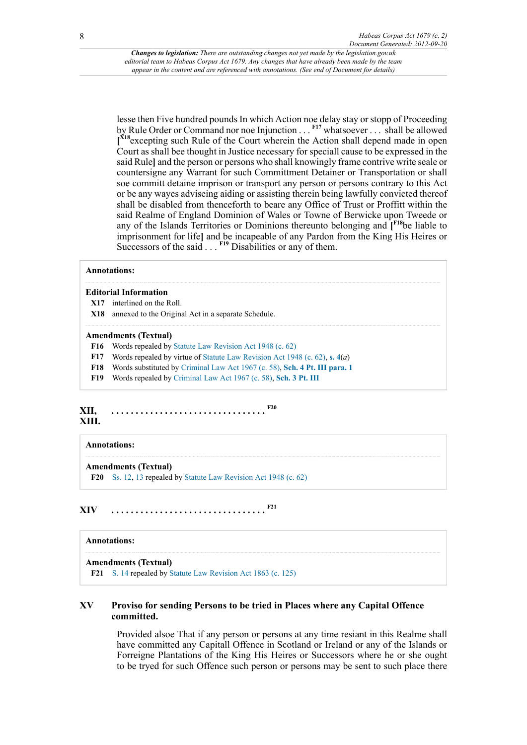lesse then Five hundred pounds In which Action noe delay stay or stopp of Proceeding by Rule Order or Command nor noe Injunction . . . [F17] whatsoever . . . shall be allowed [[X18]excepting such Rule of the Court wherein the Action shall depend made in open Court as shall bee thought in Justice necessary for speciall cause to be expressed in the said Rule] and the person or persons who shall knowingly frame contrive write seale or countersigne any Warrant for such Committment Detainer or Transportation or shall soe committ detaine imprison or transport any person or persons contrary to this Act or be any wayes adviseing aiding or assisting therein being lawfully convicted thereof shall be disabled from thenceforth to beare any Office of Trust or Proffitt within the said Realme of England Dominion of Wales or Towne of Berwicke upon Tweede or any of the Islands Territories or Dominions thereunto belonging and [[F18]be liable to imprisonment for life] and be incapeable of any Pardon from the King His Heires or Successors of the said . . . [F19] Disabilities or any of them.

**Annotations:**

**Editorial Information**

- **X17** interlined on the Roll.
- **X18** annexed to the Original Act in a separate Schedule.

**Amendments (Textual)**

- **F16** Words repealed by Statute Law Revision Act 1948 (c. 62)
- **F17** Words repealed by virtue of Statute Law Revision Act 1948 (c. 62), **s. 4**(*a*)
- **F18** Words substituted by Criminal Law Act 1967 (c. 58), **Sch. 4 Pt. III para. 1**
- **F19** Words repealed by Criminal Law Act 1967 (c. 58), **Sch. 3 Pt. III**

**XII, XIII.** . . . . . . . . . . . . . . . . . . . . . . . . . . . . . . . . [F20]

**Annotations:**

**Amendments (Textual)**

- **F20** Ss. 12, 13 repealed by Statute Law Revision Act 1948 (c. 62)

**XIV** . . . . . . . . . . . . . . . . . . . . . . . . . . . . . . . . [F21]

**Annotations:**

**Amendments (Textual)**

- **F21** S. 14 repealed by Statute Law Revision Act 1863 (c. 125)

### XV Proviso for sending Persons to be tried in Places where any Capital Offence committed.

Provided alsoe That if any person or persons at any time resiant in this Realme shall have committed any Capitall Offence in Scotland or Ireland or any of the Islands or Forreigne Plantations of the King His Heires or Successors where he or she ought to be tryed for such Offence such person or persons may be sent to such place there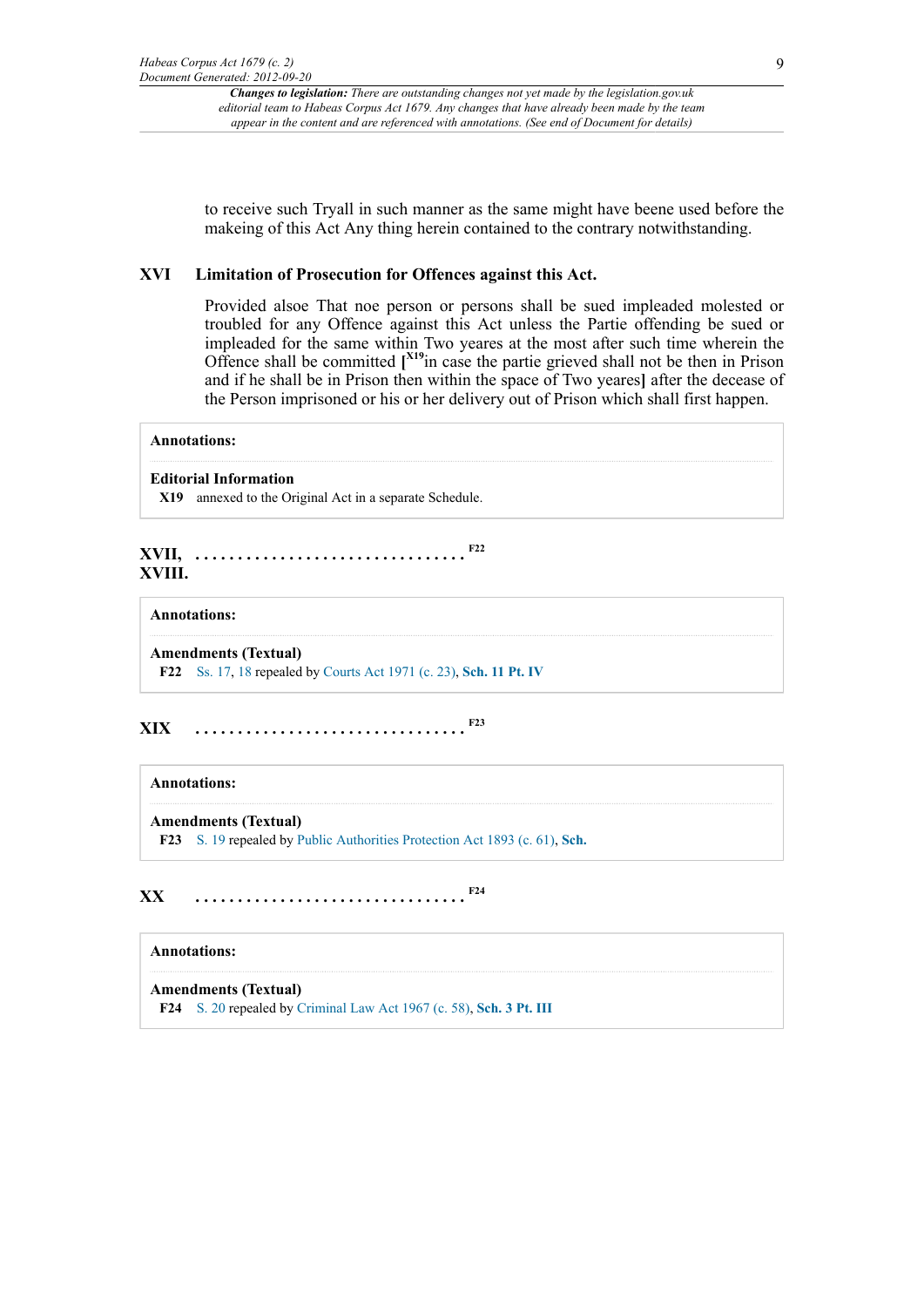to receive such Tryall in such manner as the same might have beene used before the makeing of this Act Any thing herein contained to the contrary notwithstanding.

## XVI Limitation of Prosecution for Offences against this Act.

Provided alsoe That noe person or persons shall be sued impleaded molested or troubled for any Offence against this Act unless the Partie offending be sued or impleaded for the same within Two yeares at the most after such time wherein the Offence shall be committed [X19 in case the partie grieved shall not be then in Prison and if he shall be in Prison then within the space of Two yeares] after the decease of the Person imprisoned or his or her delivery out of Prison which shall first happen.

**Annotations:**

**Editorial Information**

**X19** annexed to the Original Act in a separate Schedule.

## XVII, XVIII. . . . . . . . . . . . . . . . . . . . . . . . . . . . . . . . . F22

**Annotations:**

**Amendments (Textual)**

**F22** Ss. 17, 18 repealed by Courts Act 1971 (c. 23), **Sch. 11 Pt. IV**

## XIX . . . . . . . . . . . . . . . . . . . . . . . . . . . . . . . . F23

**Annotations:**

**Amendments (Textual)**

**F23** S. 19 repealed by Public Authorities Protection Act 1893 (c. 61), **Sch.**

## XX . . . . . . . . . . . . . . . . . . . . . . . . . . . . . . . . F24

**Annotations:**

**Amendments (Textual)**

**F24** S. 20 repealed by Criminal Law Act 1967 (c. 58), **Sch. 3 Pt. III**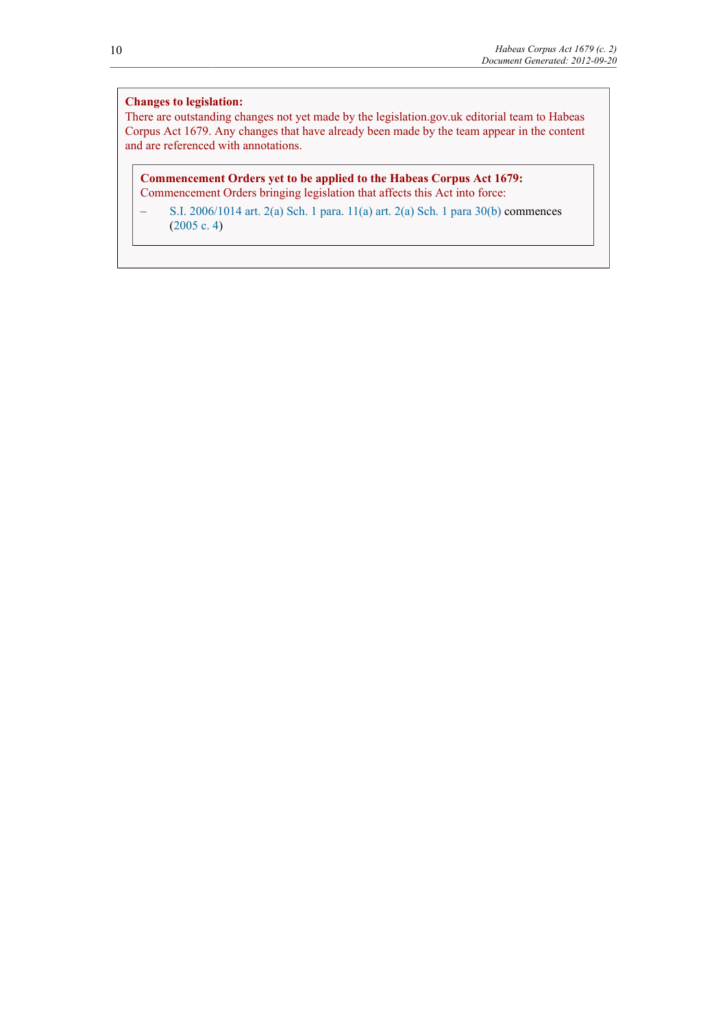**Changes to legislation:**
There are outstanding changes not yet made by the legislation.gov.uk editorial team to Habeas Corpus Act 1679. Any changes that have already been made by the team appear in the content and are referenced with annotations.

**Commencement Orders yet to be applied to the Habeas Corpus Act 1679:**
Commencement Orders bringing legislation that affects this Act into force:

– S.I. 2006/1014 art. 2(a) Sch. 1 para. 11(a) art. 2(a) Sch. 1 para 30(b) commences (2005 c. 4)